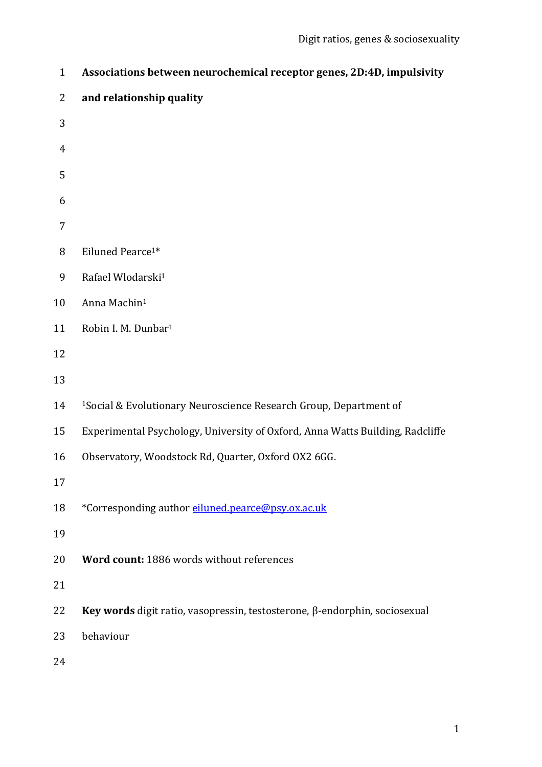# Associations between neurochemical receptor genes, 2D:4D, impulsivity and relationship quality

Eiluned Pearce[1]*

Rafael Wlodarski[1]

Anna Machin[1]

Robin I. M. Dunbar[1]

[1]Social & Evolutionary Neuroscience Research Group, Department of Experimental Psychology, University of Oxford, Anna Watts Building, Radcliffe Observatory, Woodstock Rd, Quarter, Oxford OX2 6GG.

*Corresponding author eiluned.pearce@psy.ox.ac.uk

**Word count:** 1886 words without references

**Key words** digit ratio, vasopressin, testosterone, β-endorphin, sociosexual behaviour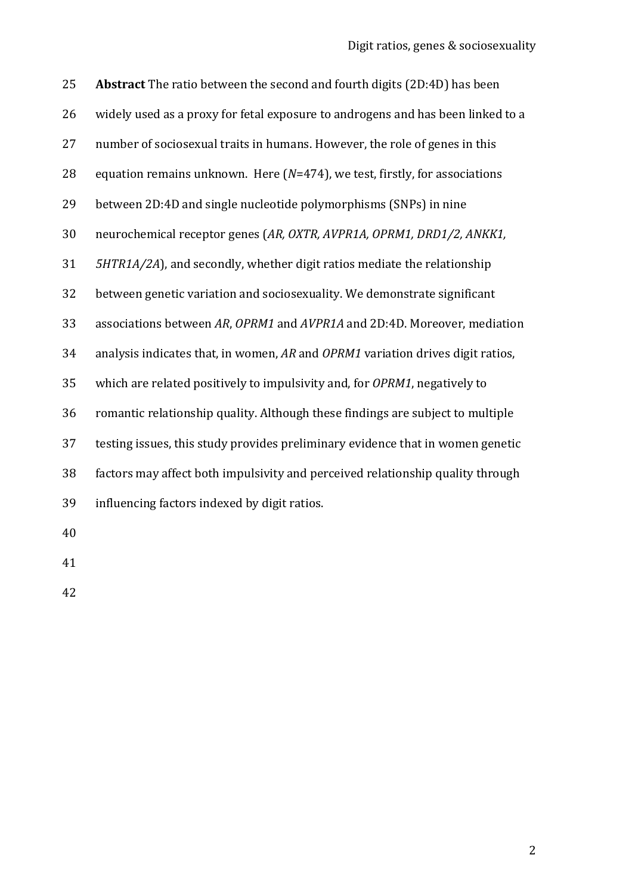**Abstract** The ratio between the second and fourth digits (2D:4D) has been widely used as a proxy for fetal exposure to androgens and has been linked to a number of sociosexual traits in humans. However, the role of genes in this equation remains unknown. Here (*N*=474), we test, firstly, for associations between 2D:4D and single nucleotide polymorphisms (SNPs) in nine neurochemical receptor genes (*AR, OXTR, AVPR1A, OPRM1, DRD1/2, ANKK1, 5HTR1A/2A*), and secondly, whether digit ratios mediate the relationship between genetic variation and sociosexuality. We demonstrate significant associations between *AR*, *OPRM1* and *AVPR1A* and 2D:4D. Moreover, mediation analysis indicates that, in women, *AR* and *OPRM1* variation drives digit ratios, which are related positively to impulsivity and, for *OPRM1*, negatively to romantic relationship quality. Although these findings are subject to multiple testing issues, this study provides preliminary evidence that in women genetic factors may affect both impulsivity and perceived relationship quality through influencing factors indexed by digit ratios.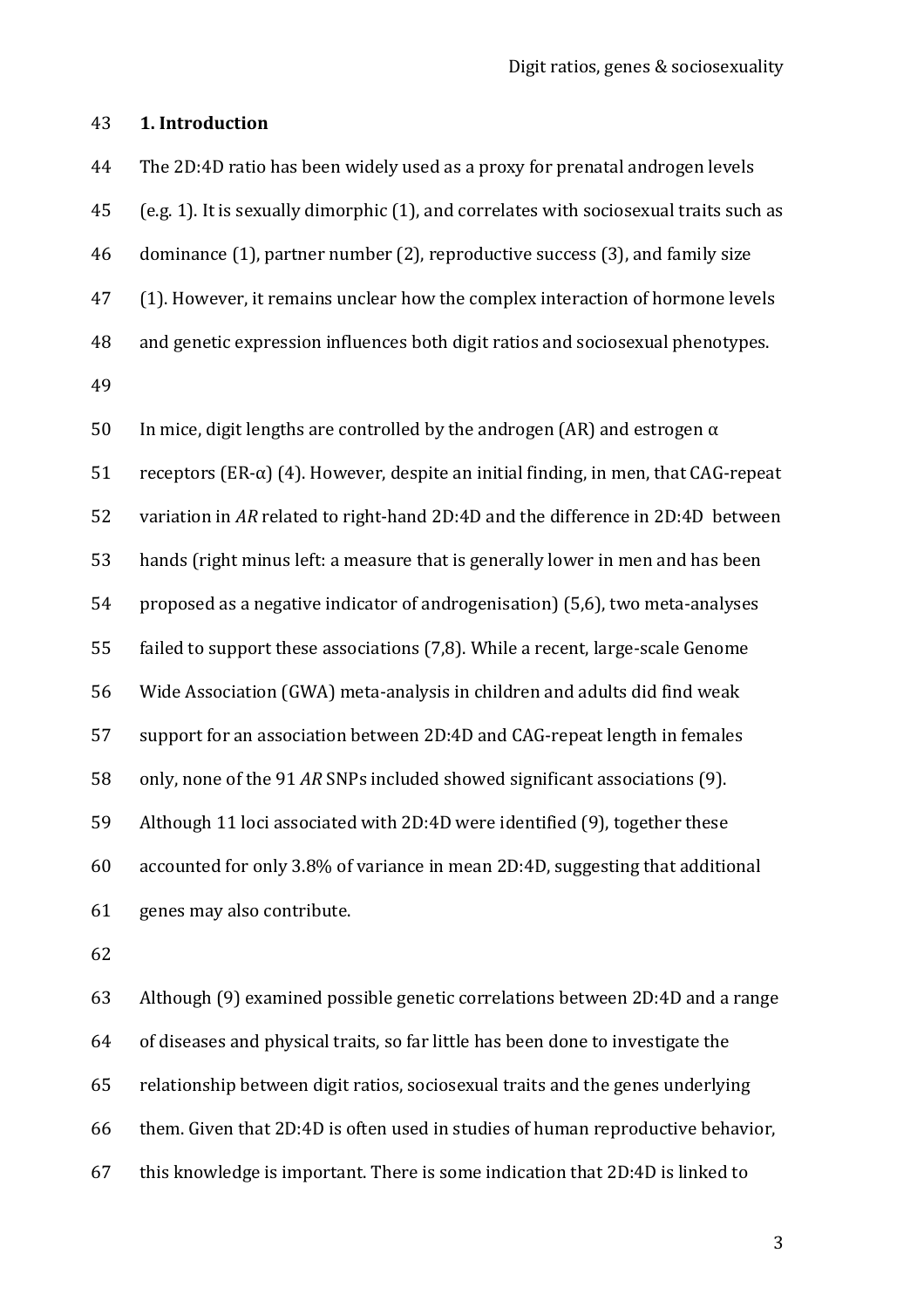## 1. Introduction

The 2D:4D ratio has been widely used as a proxy for prenatal androgen levels (e.g. 1). It is sexually dimorphic (1), and correlates with sociosexual traits such as dominance (1), partner number (2), reproductive success (3), and family size (1). However, it remains unclear how the complex interaction of hormone levels and genetic expression influences both digit ratios and sociosexual phenotypes.

In mice, digit lengths are controlled by the androgen (AR) and estrogen α receptors (ER-α) (4). However, despite an initial finding, in men, that CAG-repeat variation in *AR* related to right-hand 2D:4D and the difference in 2D:4D between hands (right minus left: a measure that is generally lower in men and has been proposed as a negative indicator of androgenisation) (5,6), two meta-analyses failed to support these associations (7,8). While a recent, large-scale Genome Wide Association (GWA) meta-analysis in children and adults did find weak support for an association between 2D:4D and CAG-repeat length in females only, none of the 91 *AR* SNPs included showed significant associations (9). Although 11 loci associated with 2D:4D were identified (9), together these accounted for only 3.8% of variance in mean 2D:4D, suggesting that additional genes may also contribute.

Although (9) examined possible genetic correlations between 2D:4D and a range of diseases and physical traits, so far little has been done to investigate the relationship between digit ratios, sociosexual traits and the genes underlying them. Given that 2D:4D is often used in studies of human reproductive behavior, this knowledge is important. There is some indication that 2D:4D is linked to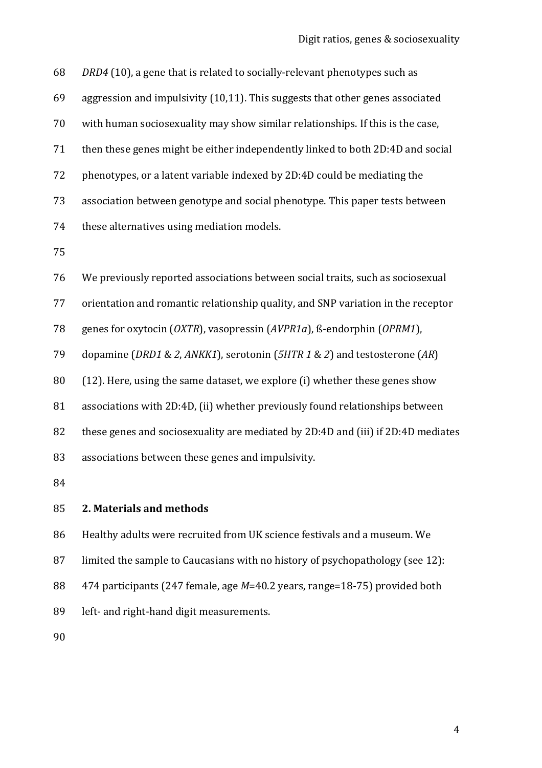*DRD4* (10), a gene that is related to socially-relevant phenotypes such as aggression and impulsivity (10,11). This suggests that other genes associated with human sociosexuality may show similar relationships. If this is the case, then these genes might be either independently linked to both 2D:4D and social phenotypes, or a latent variable indexed by 2D:4D could be mediating the association between genotype and social phenotype. This paper tests between these alternatives using mediation models.

We previously reported associations between social traits, such as sociosexual orientation and romantic relationship quality, and SNP variation in the receptor genes for oxytocin (*OXTR*), vasopressin (*AVPR1a*), ß-endorphin (*OPRM1*), dopamine (*DRD1* & *2*, *ANKK1*), serotonin (*5HTR 1* & *2*) and testosterone (*AR*) (12). Here, using the same dataset, we explore (i) whether these genes show associations with 2D:4D, (ii) whether previously found relationships between these genes and sociosexuality are mediated by 2D:4D and (iii) if 2D:4D mediates associations between these genes and impulsivity.

## 2. Materials and methods

Healthy adults were recruited from UK science festivals and a museum. We limited the sample to Caucasians with no history of psychopathology (see 12): 474 participants (247 female, age *M*=40.2 years, range=18-75) provided both left- and right-hand digit measurements.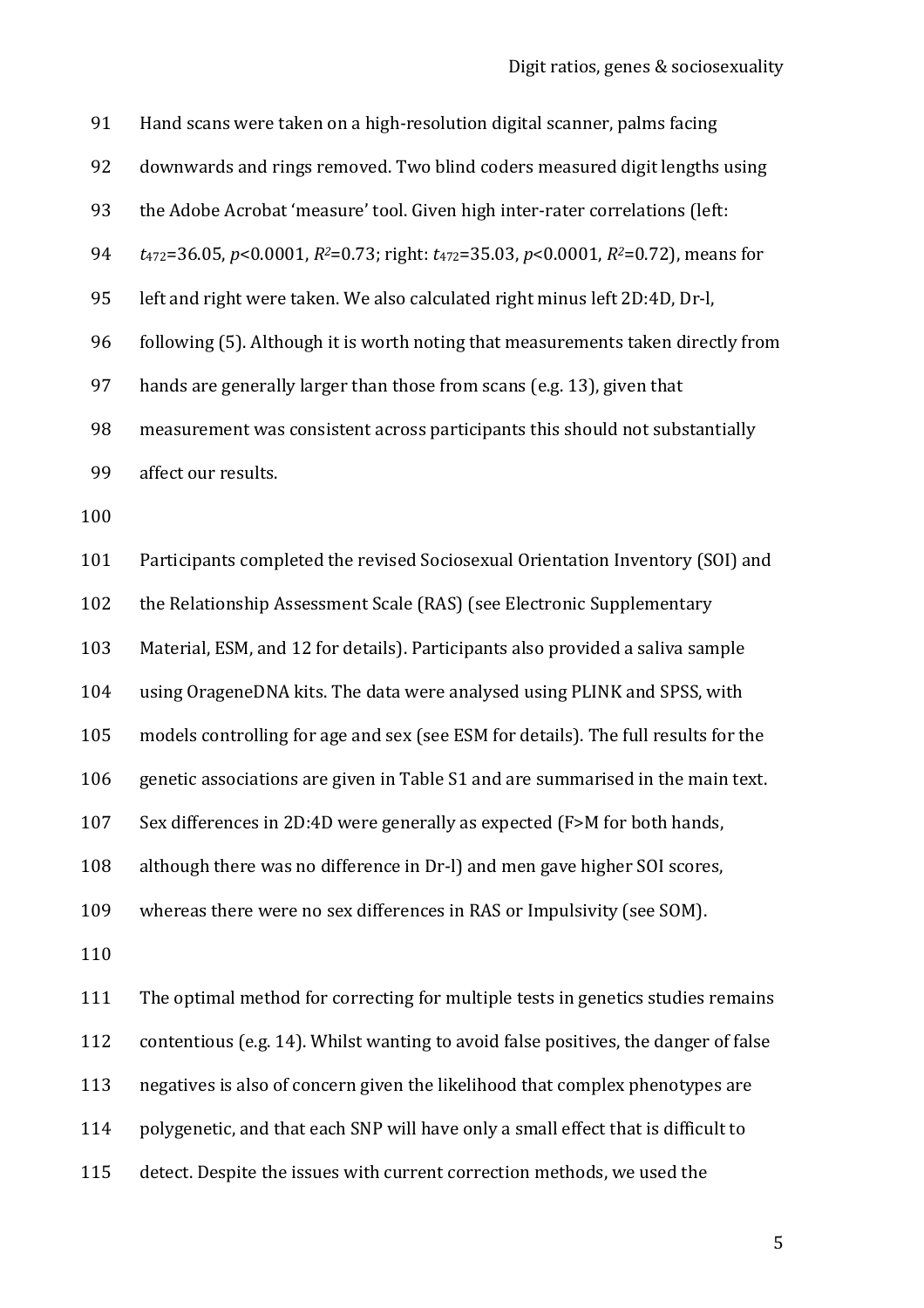Hand scans were taken on a high-resolution digital scanner, palms facing downwards and rings removed. Two blind coders measured digit lengths using the Adobe Acrobat 'measure' tool. Given high inter-rater correlations (left: $t_{472}$=36.05, $p$<0.0001, $R^2$=0.73; right: $t_{472}$=35.03, $p$<0.0001, $R^2$=0.72), means for left and right were taken. We also calculated right minus left 2D:4D, Dr-l, following (5). Although it is worth noting that measurements taken directly from hands are generally larger than those from scans (e.g. 13), given that measurement was consistent across participants this should not substantially affect our results.

Participants completed the revised Sociosexual Orientation Inventory (SOI) and the Relationship Assessment Scale (RAS) (see Electronic Supplementary Material, ESM, and 12 for details). Participants also provided a saliva sample using OrageneDNA kits. The data were analysed using PLINK and SPSS, with models controlling for age and sex (see ESM for details). The full results for the genetic associations are given in Table S1 and are summarised in the main text. Sex differences in 2D:4D were generally as expected (F>M for both hands, although there was no difference in Dr-l) and men gave higher SOI scores, whereas there were no sex differences in RAS or Impulsivity (see SOM).

The optimal method for correcting for multiple tests in genetics studies remains contentious (e.g. 14). Whilst wanting to avoid false positives, the danger of false negatives is also of concern given the likelihood that complex phenotypes are polygenetic, and that each SNP will have only a small effect that is difficult to detect. Despite the issues with current correction methods, we used the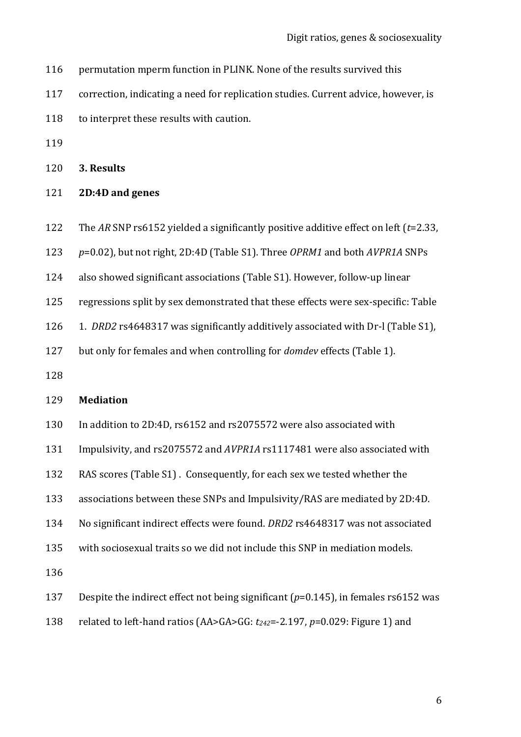permutation mperm function in PLINK. None of the results survived this correction, indicating a need for replication studies. Current advice, however, is to interpret these results with caution.

## 3. Results

### 2D:4D and genes

The *AR* SNP rs6152 yielded a significantly positive additive effect on left ($t$=2.33, $p$=0.02), but not right, 2D:4D (Table S1). Three *OPRM1* and both *AVPR1A* SNPs also showed significant associations (Table S1). However, follow-up linear regressions split by sex demonstrated that these effects were sex-specific: Table 1. *DRD2* rs4648317 was significantly additively associated with Dr-l (Table S1), but only for females and when controlling for *domdev* effects (Table 1).

### Mediation

In addition to 2D:4D, rs6152 and rs2075572 were also associated with Impulsivity, and rs2075572 and *AVPR1A* rs1117481 were also associated with RAS scores (Table S1) . Consequently, for each sex we tested whether the associations between these SNPs and Impulsivity/RAS are mediated by 2D:4D. No significant indirect effects were found. *DRD2* rs4648317 was not associated with sociosexual traits so we did not include this SNP in mediation models.

Despite the indirect effect not being significant ($p$=0.145), in females rs6152 was related to left-hand ratios (AA>GA>GG: $t_{242}$=-2.197, $p$=0.029: Figure 1) and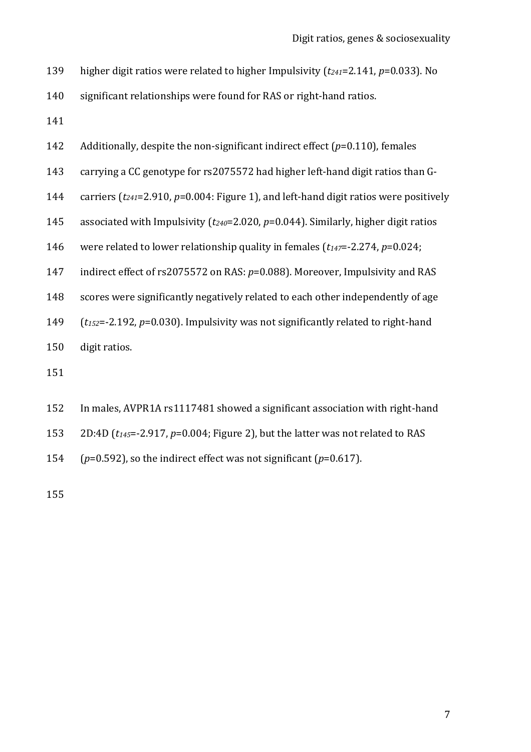higher digit ratios were related to higher Impulsivity ($t_{241}$=2.141, $p$=0.033). No significant relationships were found for RAS or right-hand ratios.

Additionally, despite the non-significant indirect effect ($p$=0.110), females carrying a CC genotype for rs2075572 had higher left-hand digit ratios than G-carriers ($t_{241}$=2.910, $p$=0.004: Figure 1), and left-hand digit ratios were positively associated with Impulsivity ($t_{240}$=2.020, $p$=0.044). Similarly, higher digit ratios were related to lower relationship quality in females ($t_{147}$=-2.274, $p$=0.024; indirect effect of rs2075572 on RAS: $p$=0.088). Moreover, Impulsivity and RAS scores were significantly negatively related to each other independently of age ($t_{152}$=-2.192, $p$=0.030). Impulsivity was not significantly related to right-hand digit ratios.

In males, AVPR1A rs1117481 showed a significant association with right-hand 2D:4D ($t_{145}$=-2.917, $p$=0.004; Figure 2), but the latter was not related to RAS ($p$=0.592), so the indirect effect was not significant ($p$=0.617).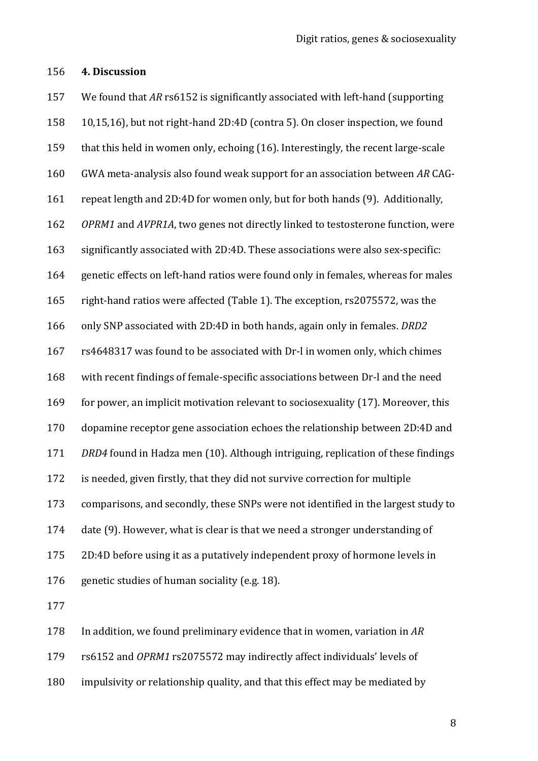## 4. Discussion

We found that *AR* rs6152 is significantly associated with left-hand (supporting 10,15,16), but not right-hand 2D:4D (contra 5). On closer inspection, we found that this held in women only, echoing (16). Interestingly, the recent large-scale GWA meta-analysis also found weak support for an association between *AR* CAG-repeat length and 2D:4D for women only, but for both hands (9). Additionally, *OPRM1* and *AVPR1A*, two genes not directly linked to testosterone function, were significantly associated with 2D:4D. These associations were also sex-specific: genetic effects on left-hand ratios were found only in females, whereas for males right-hand ratios were affected (Table 1). The exception, rs2075572, was the only SNP associated with 2D:4D in both hands, again only in females. *DRD2* rs4648317 was found to be associated with Dr-l in women only, which chimes with recent findings of female-specific associations between Dr-l and the need for power, an implicit motivation relevant to sociosexuality (17). Moreover, this dopamine receptor gene association echoes the relationship between 2D:4D and *DRD4* found in Hadza men (10). Although intriguing, replication of these findings is needed, given firstly, that they did not survive correction for multiple comparisons, and secondly, these SNPs were not identified in the largest study to date (9). However, what is clear is that we need a stronger understanding of 2D:4D before using it as a putatively independent proxy of hormone levels in genetic studies of human sociality (e.g. 18).

In addition, we found preliminary evidence that in women, variation in *AR* rs6152 and *OPRM1* rs2075572 may indirectly affect individuals' levels of impulsivity or relationship quality, and that this effect may be mediated by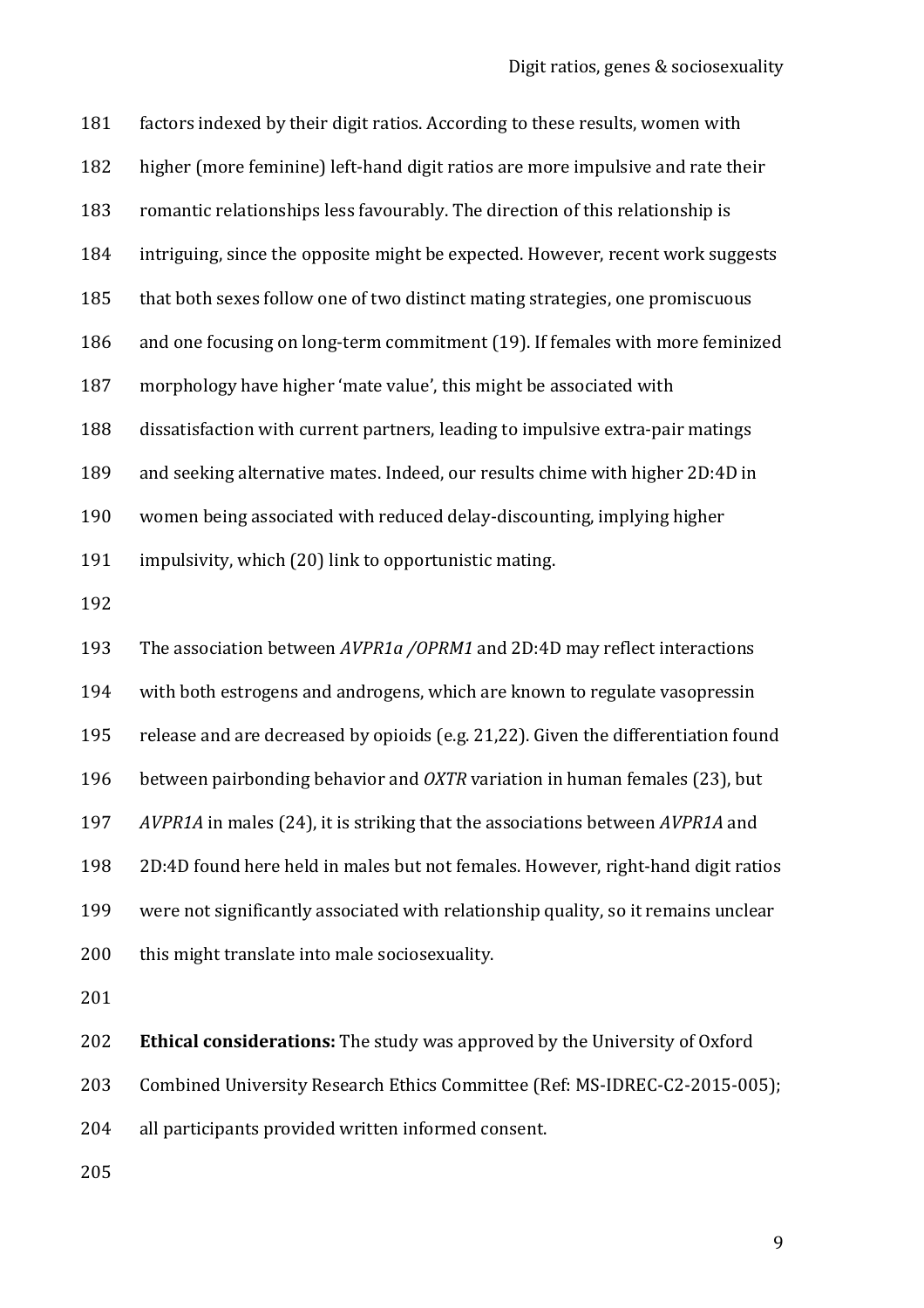factors indexed by their digit ratios. According to these results, women with higher (more feminine) left-hand digit ratios are more impulsive and rate their romantic relationships less favourably. The direction of this relationship is intriguing, since the opposite might be expected. However, recent work suggests that both sexes follow one of two distinct mating strategies, one promiscuous and one focusing on long-term commitment (19). If females with more feminized morphology have higher 'mate value', this might be associated with dissatisfaction with current partners, leading to impulsive extra-pair matings and seeking alternative mates. Indeed, our results chime with higher 2D:4D in women being associated with reduced delay-discounting, implying higher impulsivity, which (20) link to opportunistic mating.

The association between *AVPR1a /OPRM1* and 2D:4D may reflect interactions with both estrogens and androgens, which are known to regulate vasopressin release and are decreased by opioids (e.g. 21,22). Given the differentiation found between pairbonding behavior and *OXTR* variation in human females (23), but *AVPR1A* in males (24), it is striking that the associations between *AVPR1A* and 2D:4D found here held in males but not females. However, right-hand digit ratios were not significantly associated with relationship quality, so it remains unclear this might translate into male sociosexuality.

**Ethical considerations:** The study was approved by the University of Oxford Combined University Research Ethics Committee (Ref: MS-IDREC-C2-2015-005); all participants provided written informed consent.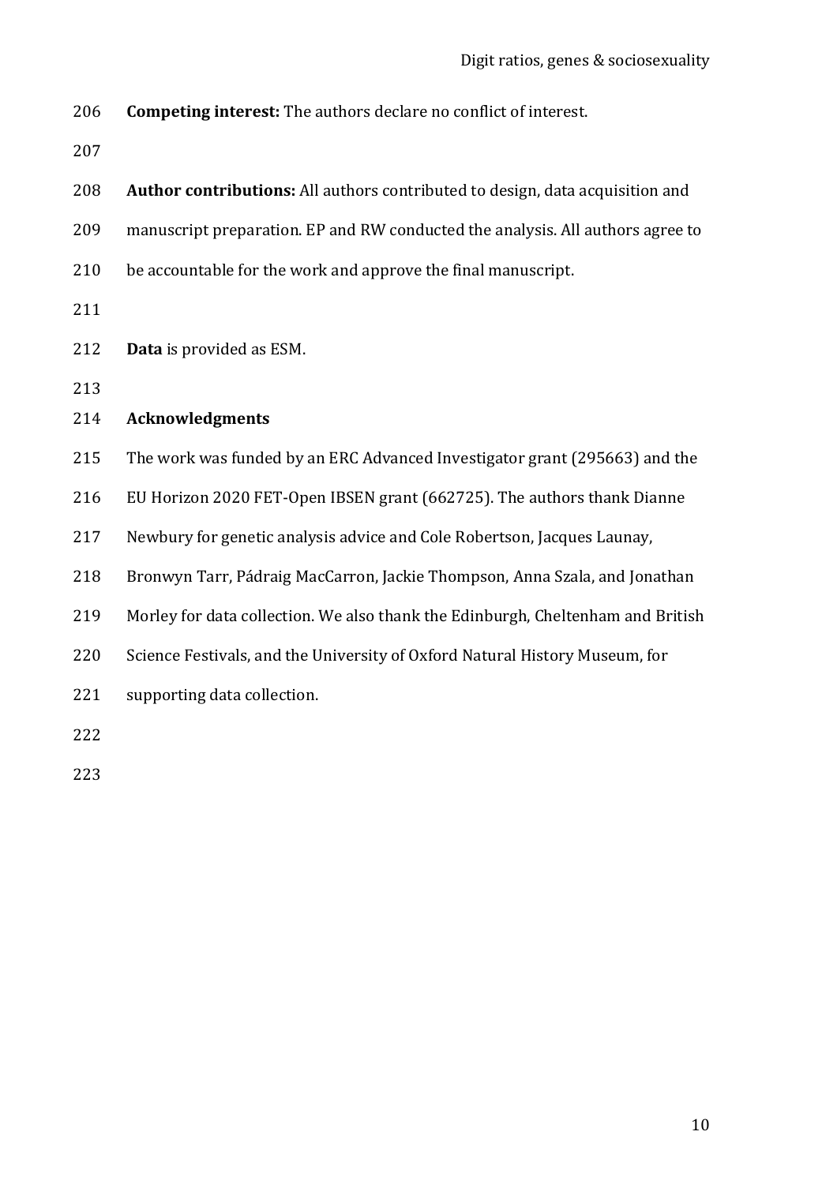**Competing interest:** The authors declare no conflict of interest.

**Author contributions:** All authors contributed to design, data acquisition and manuscript preparation. EP and RW conducted the analysis. All authors agree to be accountable for the work and approve the final manuscript.

**Data** is provided as ESM.

## Acknowledgments

The work was funded by an ERC Advanced Investigator grant (295663) and the EU Horizon 2020 FET-Open IBSEN grant (662725). The authors thank Dianne Newbury for genetic analysis advice and Cole Robertson, Jacques Launay, Bronwyn Tarr, Pádraig MacCarron, Jackie Thompson, Anna Szala, and Jonathan Morley for data collection. We also thank the Edinburgh, Cheltenham and British Science Festivals, and the University of Oxford Natural History Museum, for supporting data collection.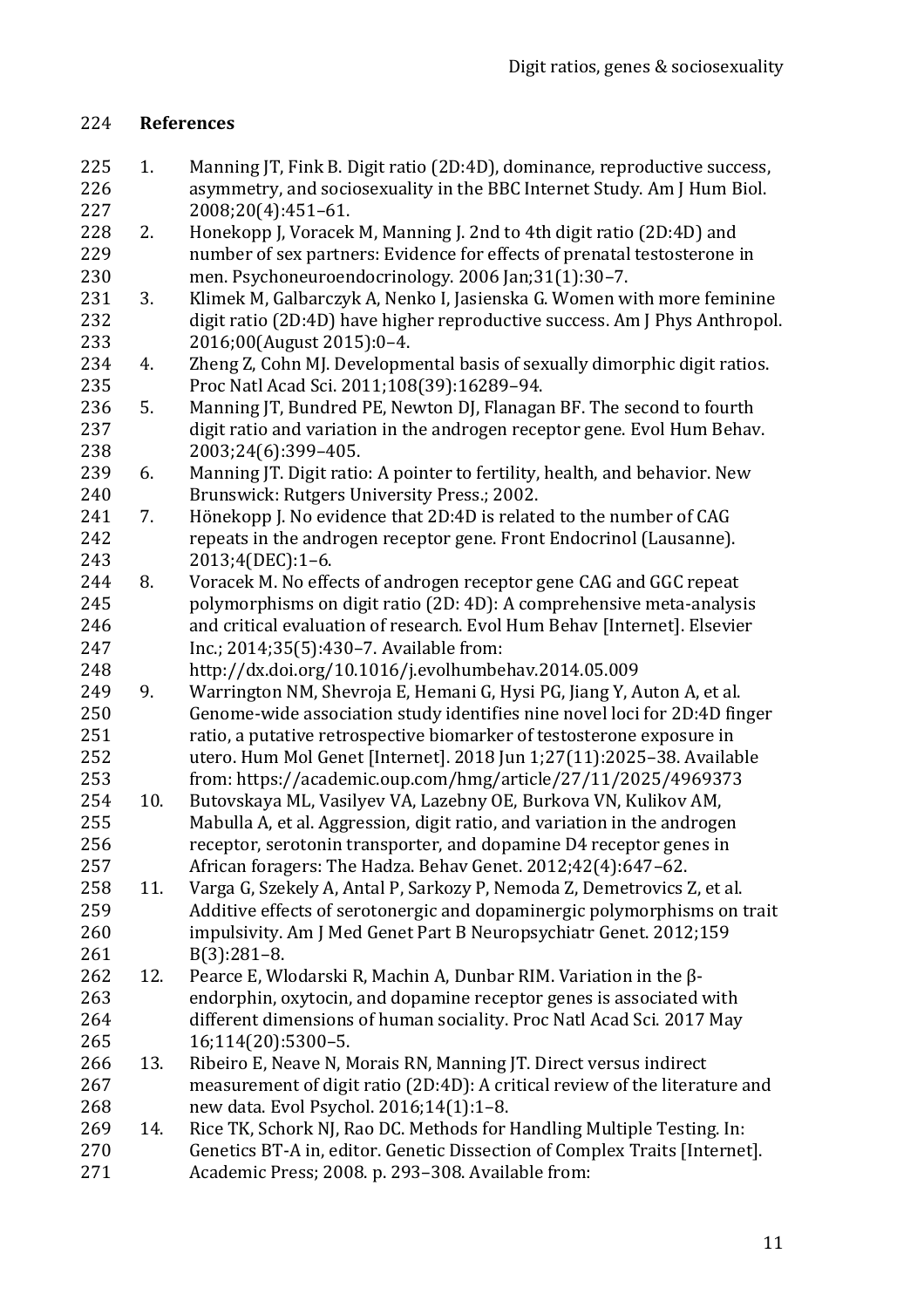## References

1. Manning JT, Fink B. Digit ratio (2D:4D), dominance, reproductive success, asymmetry, and sociosexuality in the BBC Internet Study. Am J Hum Biol. 2008;20(4):451–61.
2. Honekopp J, Voracek M, Manning J. 2nd to 4th digit ratio (2D:4D) and number of sex partners: Evidence for effects of prenatal testosterone in men. Psychoneuroendocrinology. 2006 Jan;31(1):30–7.
3. Klimek M, Galbarczyk A, Nenko I, Jasienska G. Women with more feminine digit ratio (2D:4D) have higher reproductive success. Am J Phys Anthropol. 2016;00(August 2015):0–4.
4. Zheng Z, Cohn MJ. Developmental basis of sexually dimorphic digit ratios. Proc Natl Acad Sci. 2011;108(39):16289–94.
5. Manning JT, Bundred PE, Newton DJ, Flanagan BF. The second to fourth digit ratio and variation in the androgen receptor gene. Evol Hum Behav. 2003;24(6):399–405.
6. Manning JT. Digit ratio: A pointer to fertility, health, and behavior. New Brunswick: Rutgers University Press.; 2002.
7. Hönekopp J. No evidence that 2D:4D is related to the number of CAG repeats in the androgen receptor gene. Front Endocrinol (Lausanne). 2013;4(DEC):1–6.
8. Voracek M. No effects of androgen receptor gene CAG and GGC repeat polymorphisms on digit ratio (2D: 4D): A comprehensive meta-analysis and critical evaluation of research. Evol Hum Behav [Internet]. Elsevier Inc.; 2014;35(5):430–7. Available from: http://dx.doi.org/10.1016/j.evolhumbehav.2014.05.009
9. Warrington NM, Shevroja E, Hemani G, Hysi PG, Jiang Y, Auton A, et al. Genome-wide association study identifies nine novel loci for 2D:4D finger ratio, a putative retrospective biomarker of testosterone exposure in utero. Hum Mol Genet [Internet]. 2018 Jun 1;27(11):2025–38. Available from: https://academic.oup.com/hmg/article/27/11/2025/4969373
10. Butovskaya ML, Vasilyev VA, Lazebny OE, Burkova VN, Kulikov AM, Mabulla A, et al. Aggression, digit ratio, and variation in the androgen receptor, serotonin transporter, and dopamine D4 receptor genes in African foragers: The Hadza. Behav Genet. 2012;42(4):647–62.
11. Varga G, Szekely A, Antal P, Sarkozy P, Nemoda Z, Demetrovics Z, et al. Additive effects of serotonergic and dopaminergic polymorphisms on trait impulsivity. Am J Med Genet Part B Neuropsychiatr Genet. 2012;159 B(3):281–8.
12. Pearce E, Wlodarski R, Machin A, Dunbar RIM. Variation in the β-endorphin, oxytocin, and dopamine receptor genes is associated with different dimensions of human sociality. Proc Natl Acad Sci. 2017 May 16;114(20):5300–5.
13. Ribeiro E, Neave N, Morais RN, Manning JT. Direct versus indirect measurement of digit ratio (2D:4D): A critical review of the literature and new data. Evol Psychol. 2016;14(1):1–8.
14. Rice TK, Schork NJ, Rao DC. Methods for Handling Multiple Testing. In: Genetics BT-A in, editor. Genetic Dissection of Complex Traits [Internet]. Academic Press; 2008. p. 293–308. Available from: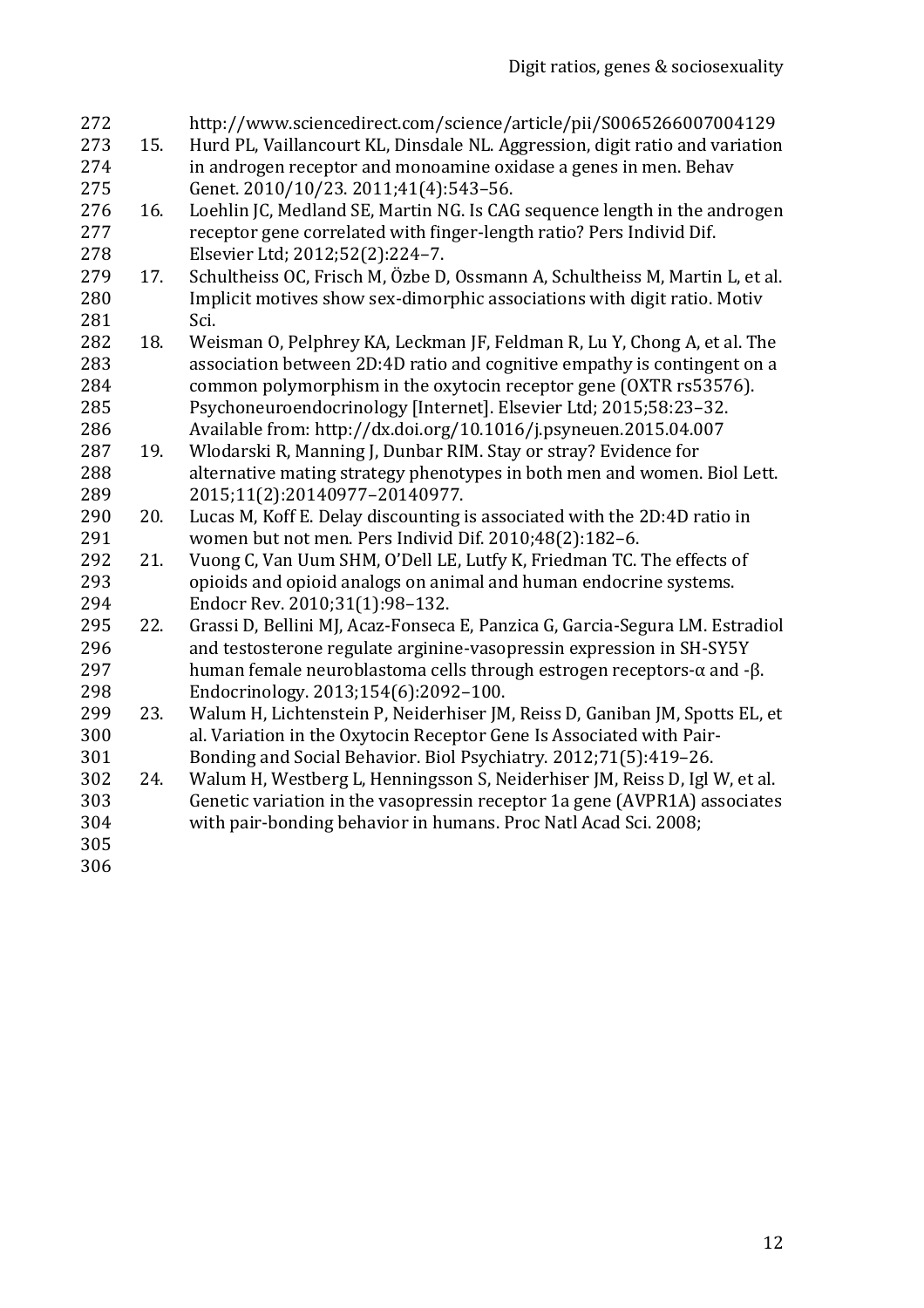http://www.sciencedirect.com/science/article/pii/S0065266007004129

15. Hurd PL, Vaillancourt KL, Dinsdale NL. Aggression, digit ratio and variation in androgen receptor and monoamine oxidase a genes in men. Behav Genet. 2010/10/23. 2011;41(4):543–56.
16. Loehlin JC, Medland SE, Martin NG. Is CAG sequence length in the androgen receptor gene correlated with finger-length ratio? Pers Individ Dif. Elsevier Ltd; 2012;52(2):224–7.
17. Schultheiss OC, Frisch M, Özbe D, Ossmann A, Schultheiss M, Martin L, et al. Implicit motives show sex-dimorphic associations with digit ratio. Motiv Sci.
18. Weisman O, Pelphrey KA, Leckman JF, Feldman R, Lu Y, Chong A, et al. The association between 2D:4D ratio and cognitive empathy is contingent on a common polymorphism in the oxytocin receptor gene (OXTR rs53576). Psychoneuroendocrinology [Internet]. Elsevier Ltd; 2015;58:23–32. Available from: http://dx.doi.org/10.1016/j.psyneuen.2015.04.007
19. Wlodarski R, Manning J, Dunbar RIM. Stay or stray? Evidence for alternative mating strategy phenotypes in both men and women. Biol Lett. 2015;11(2):20140977–20140977.
20. Lucas M, Koff E. Delay discounting is associated with the 2D:4D ratio in women but not men. Pers Individ Dif. 2010;48(2):182–6.
21. Vuong C, Van Uum SHM, O'Dell LE, Lutfy K, Friedman TC. The effects of opioids and opioid analogs on animal and human endocrine systems. Endocr Rev. 2010;31(1):98–132.
22. Grassi D, Bellini MJ, Acaz-Fonseca E, Panzica G, Garcia-Segura LM. Estradiol and testosterone regulate arginine-vasopressin expression in SH-SY5Y human female neuroblastoma cells through estrogen receptors-α and -β. Endocrinology. 2013;154(6):2092–100.
23. Walum H, Lichtenstein P, Neiderhiser JM, Reiss D, Ganiban JM, Spotts EL, et al. Variation in the Oxytocin Receptor Gene Is Associated with Pair-Bonding and Social Behavior. Biol Psychiatry. 2012;71(5):419–26.
24. Walum H, Westberg L, Henningsson S, Neiderhiser JM, Reiss D, Igl W, et al. Genetic variation in the vasopressin receptor 1a gene (AVPR1A) associates with pair-bonding behavior in humans. Proc Natl Acad Sci. 2008;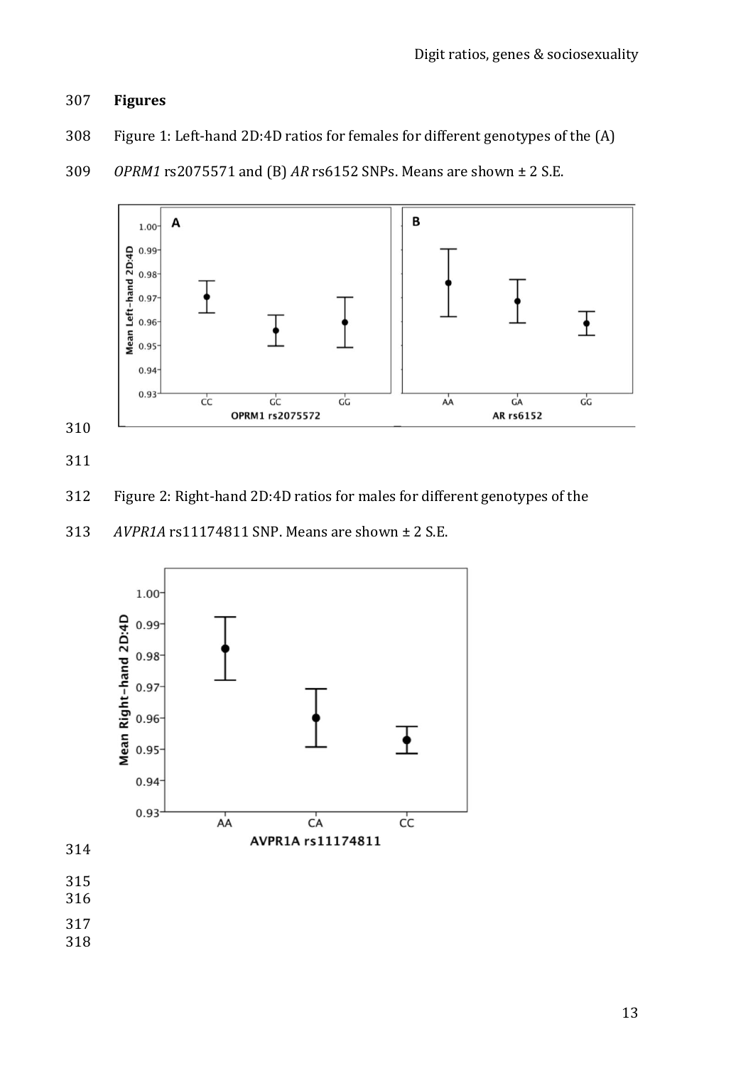**Figures**

Figure 1: Left-hand 2D:4D ratios for females for different genotypes of the (A) *OPRM1* rs2075571 and (B) *AR* rs6152 SNPs. Means are shown ± 2 S.E.

Figure 2: Right-hand 2D:4D ratios for males for different genotypes of the *AVPR1A* rs11174811 SNP. Means are shown ± 2 S.E.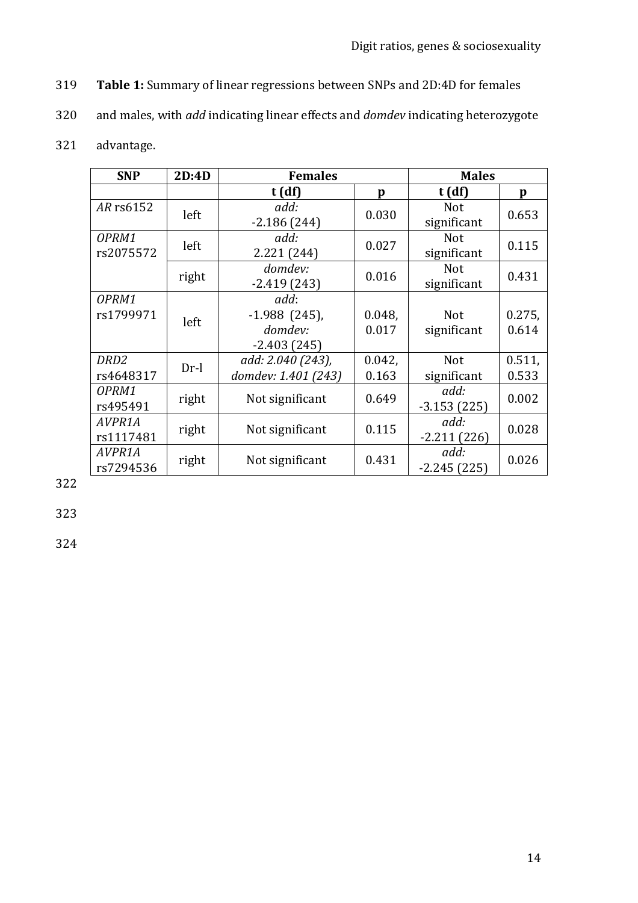**Table 1:** Summary of linear regressions between SNPs and 2D:4D for females and males, with *add* indicating linear effects and *domdev* indicating heterozygote advantage.

| SNP | 2D:4D | Females | | Males | |
|---|---|---|---|---|---|
| | | t (df) | p | t (df) | p |
| *AR* rs6152 | left | *add:* -2.186 (244) | 0.030 | Not significant | 0.653 |
| *OPRM1* rs2075572 | left | *add:* 2.221 (244) | 0.027 | Not significant | 0.115 |
| | right | *domdev:* -2.419 (243) | 0.016 | Not significant | 0.431 |
| *OPRM1* rs1799971 | left | *add*: -1.988 (245), *domdev:* -2.403 (245) | 0.048, 0.017 | Not significant | 0.275, 0.614 |
| *DRD2* rs4648317 | Dr-l | *add: 2.040 (243), domdev: 1.401 (243)* | 0.042, 0.163 | Not significant | 0.511, 0.533 |
| *OPRM1* rs495491 | right | Not significant | 0.649 | *add:* -3.153 (225) | 0.002 |
| *AVPR1A* rs1117481 | right | Not significant | 0.115 | *add:* -2.211 (226) | 0.028 |
| *AVPR1A* rs7294536 | right | Not significant | 0.431 | *add:* -2.245 (225) | 0.026 |